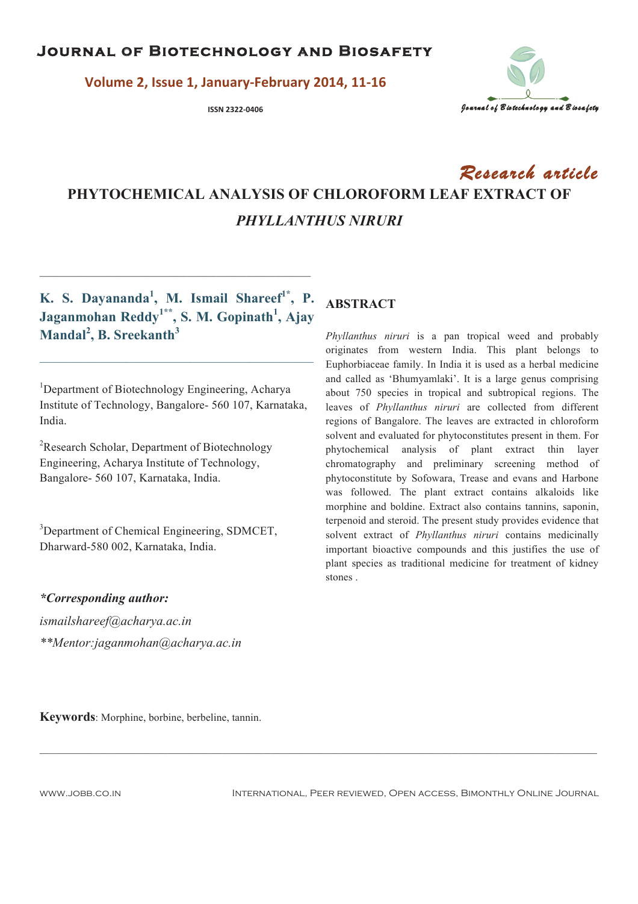Research article

# PHYTOCHEMICAL ANALYSIS OF CHLOROFORM LEAF EXTRACT OF *PHYLLANTHUS NIRURI*

**K. S. Dayananda[1], M. Ismail Shareef[1*], P. Jaganmohan Reddy[1**], S. M. Gopinath[1], Ajay Mandal[2], B. Sreekanth[3]**

[1]Department of Biotechnology Engineering, Acharya Institute of Technology, Bangalore- 560 107, Karnataka, India.

[2]Research Scholar, Department of Biotechnology Engineering, Acharya Institute of Technology, Bangalore- 560 107, Karnataka, India.

[3]Department of Chemical Engineering, SDMCET, Dharward-580 002, Karnataka, India.

***Corresponding author:***

*ismailshareef@acharya.ac.in*

*\*\*Mentor:jaganmohan@acharya.ac.in*

## ABSTRACT

*Phyllanthus niruri* is a pan tropical weed and probably originates from western India. This plant belongs to Euphorbiaceae family. In India it is used as a herbal medicine and called as 'Bhumyamlaki'. It is a large genus comprising about 750 species in tropical and subtropical regions. The leaves of *Phyllanthus niruri* are collected from different regions of Bangalore. The leaves are extracted in chloroform solvent and evaluated for phytoconstitutes present in them. For phytochemical analysis of plant extract thin layer chromatography and preliminary screening method of phytoconstitute by Sofowara, Trease and evans and Harbone was followed. The plant extract contains alkaloids like morphine and boldine. Extract also contains tannins, saponin, terpenoid and steroid. The present study provides evidence that solvent extract of *Phyllanthus niruri* contains medicinally important bioactive compounds and this justifies the use of plant species as traditional medicine for treatment of kidney stones .

**Keywords**: Morphine, borbine, berbeline, tannin.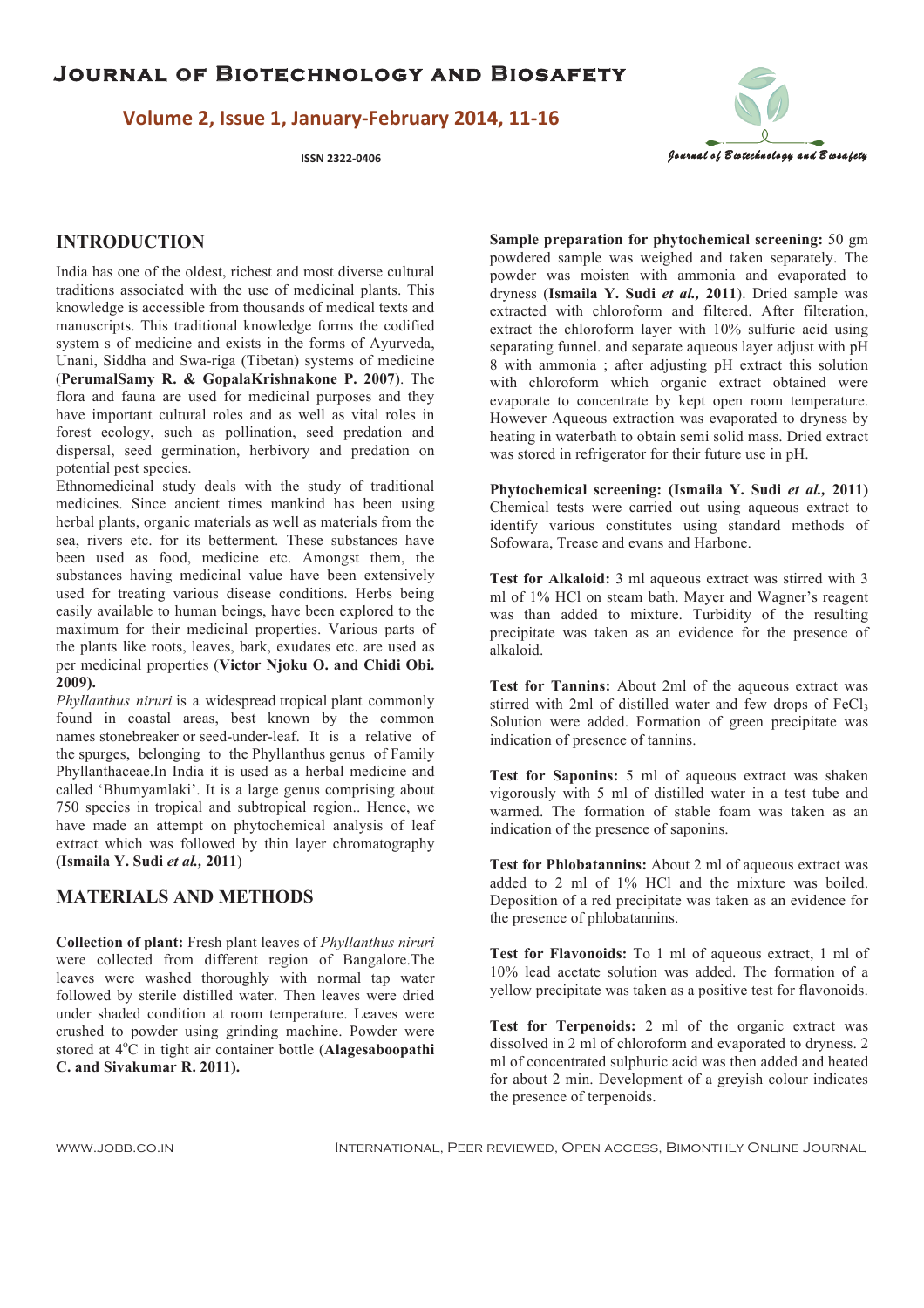## INTRODUCTION

India has one of the oldest, richest and most diverse cultural traditions associated with the use of medicinal plants. This knowledge is accessible from thousands of medical texts and manuscripts. This traditional knowledge forms the codified system s of medicine and exists in the forms of Ayurveda, Unani, Siddha and Swa-riga (Tibetan) systems of medicine (**PerumalSamy R. & GopalaKrishnakone P. 2007**). The flora and fauna are used for medicinal purposes and they have important cultural roles and as well as vital roles in forest ecology, such as pollination, seed predation and dispersal, seed germination, herbivory and predation on potential pest species.

Ethnomedicinal study deals with the study of traditional medicines. Since ancient times mankind has been using herbal plants, organic materials as well as materials from the sea, rivers etc. for its betterment. These substances have been used as food, medicine etc. Amongst them, the substances having medicinal value have been extensively used for treating various disease conditions. Herbs being easily available to human beings, have been explored to the maximum for their medicinal properties. Various parts of the plants like roots, leaves, bark, exudates etc. are used as per medicinal properties (**Victor Njoku O. and Chidi Obi. 2009).**

*Phyllanthus niruri* is a widespread tropical plant commonly found in coastal areas, best known by the common names stonebreaker or seed-under-leaf. It is a relative of the spurges, belonging to the Phyllanthus genus of Family Phyllanthaceae.In India it is used as a herbal medicine and called 'Bhumyamlaki'. It is a large genus comprising about 750 species in tropical and subtropical region.. Hence, we have made an attempt on phytochemical analysis of leaf extract which was followed by thin layer chromatography **(Ismaila Y. Sudi *et al.,* 2011**)

## MATERIALS AND METHODS

**Collection of plant:** Fresh plant leaves of *Phyllanthus niruri* were collected from different region of Bangalore.The leaves were washed thoroughly with normal tap water followed by sterile distilled water. Then leaves were dried under shaded condition at room temperature. Leaves were crushed to powder using grinding machine. Powder were stored at $4^oC$ in tight air container bottle (**Alagesaboopathi C. and Sivakumar R. 2011).**

**Sample preparation for phytochemical screening:** 50 gm powdered sample was weighed and taken separately. The powder was moisten with ammonia and evaporated to dryness (**Ismaila Y. Sudi *et al.,* 2011**). Dried sample was extracted with chloroform and filtered. After filteration, extract the chloroform layer with 10% sulfuric acid using separating funnel. and separate aqueous layer adjust with pH 8 with ammonia ; after adjusting pH extract this solution with chloroform which organic extract obtained were evaporate to concentrate by kept open room temperature. However Aqueous extraction was evaporated to dryness by heating in waterbath to obtain semi solid mass. Dried extract was stored in refrigerator for their future use in pH.

**Phytochemical screening: (Ismaila Y. Sudi *et al.,* 2011)** Chemical tests were carried out using aqueous extract to identify various constitutes using standard methods of Sofowara, Trease and evans and Harbone.

**Test for Alkaloid:** 3 ml aqueous extract was stirred with 3 ml of 1% HCl on steam bath. Mayer and Wagner's reagent was than added to mixture. Turbidity of the resulting precipitate was taken as an evidence for the presence of alkaloid.

**Test for Tannins:** About 2ml of the aqueous extract was stirred with 2ml of distilled water and few drops of $FeCl_3$ Solution were added. Formation of green precipitate was indication of presence of tannins.

**Test for Saponins:** 5 ml of aqueous extract was shaken vigorously with 5 ml of distilled water in a test tube and warmed. The formation of stable foam was taken as an indication of the presence of saponins.

**Test for Phlobatannins:** About 2 ml of aqueous extract was added to 2 ml of 1% HCl and the mixture was boiled. Deposition of a red precipitate was taken as an evidence for the presence of phlobatannins.

**Test for Flavonoids:** To 1 ml of aqueous extract, 1 ml of 10% lead acetate solution was added. The formation of a yellow precipitate was taken as a positive test for flavonoids.

**Test for Terpenoids:** 2 ml of the organic extract was dissolved in 2 ml of chloroform and evaporated to dryness. 2 ml of concentrated sulphuric acid was then added and heated for about 2 min. Development of a greyish colour indicates the presence of terpenoids.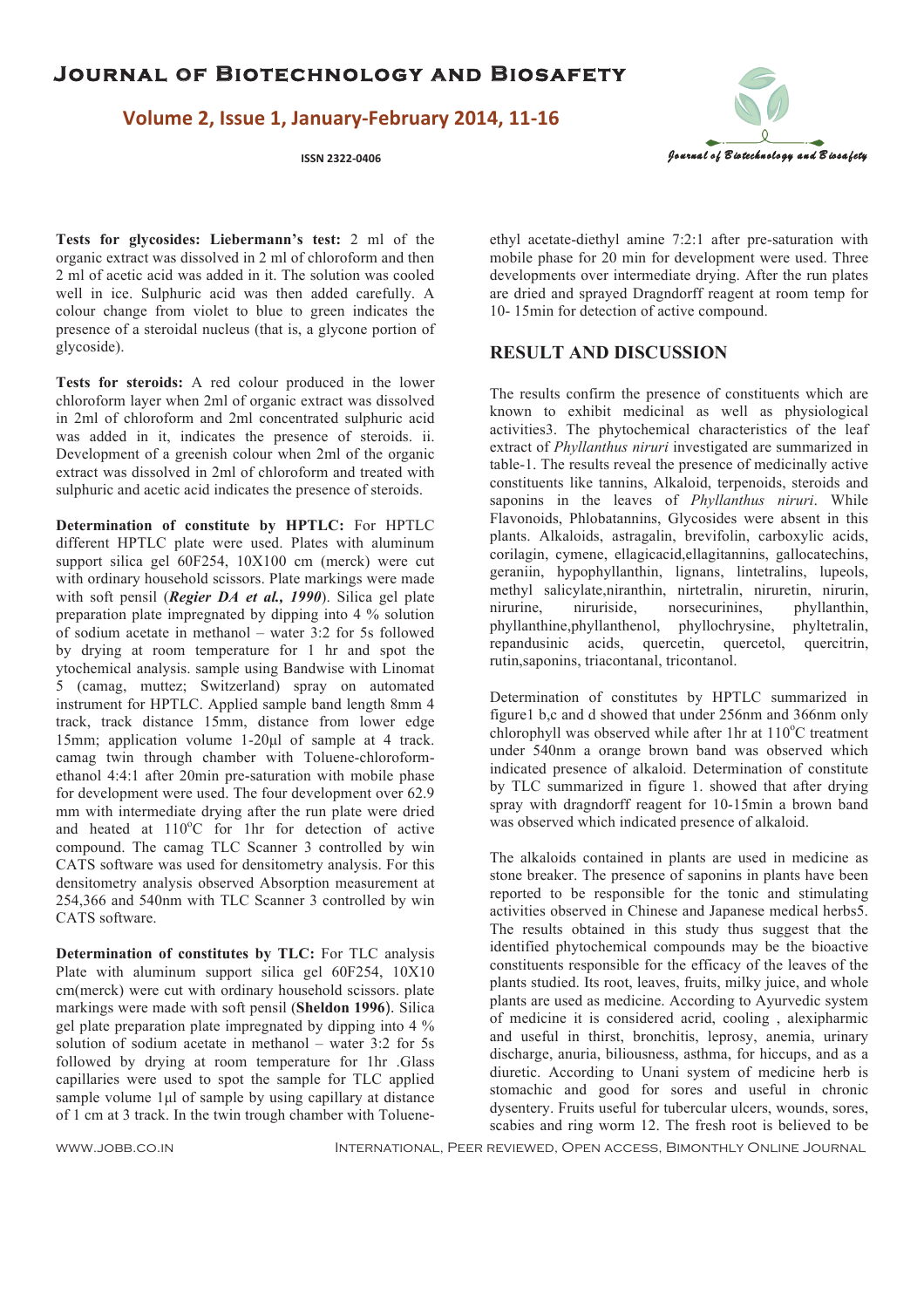**Tests for glycosides: Liebermann's test:** 2 ml of the organic extract was dissolved in 2 ml of chloroform and then 2 ml of acetic acid was added in it. The solution was cooled well in ice. Sulphuric acid was then added carefully. A colour change from violet to blue to green indicates the presence of a steroidal nucleus (that is, a glycone portion of glycoside).

**Tests for steroids:** A red colour produced in the lower chloroform layer when 2ml of organic extract was dissolved in 2ml of chloroform and 2ml concentrated sulphuric acid was added in it, indicates the presence of steroids. ii. Development of a greenish colour when 2ml of the organic extract was dissolved in 2ml of chloroform and treated with sulphuric and acetic acid indicates the presence of steroids.

**Determination of constitute by HPTLC:** For HPTLC different HPTLC plate were used. Plates with aluminum support silica gel 60F254, 10X100 cm (merck) were cut with ordinary household scissors. Plate markings were made with soft pensil (***Regier DA et al., 1990***). Silica gel plate preparation plate impregnated by dipping into 4 % solution of sodium acetate in methanol – water 3:2 for 5s followed by drying at room temperature for 1 hr and spot the ytochemical analysis. sample using Bandwise with Linomat 5 (camag, muttez; Switzerland) spray on automated instrument for HPTLC. Applied sample band length 8mm 4 track, track distance 15mm, distance from lower edge 15mm; application volume 1-20µl of sample at 4 track. camag twin through chamber with Toluene-chloroform-ethanol 4:4:1 after 20min pre-saturation with mobile phase for development were used. The four development over 62.9 mm with intermediate drying after the run plate were dried and heated at 110°C for 1hr for detection of active compound. The camag TLC Scanner 3 controlled by win CATS software was used for densitometry analysis. For this densitometry analysis observed Absorption measurement at 254,366 and 540nm with TLC Scanner 3 controlled by win CATS software.

**Determination of constitutes by TLC:** For TLC analysis Plate with aluminum support silica gel 60F254, 10X10 cm(merck) were cut with ordinary household scissors. plate markings were made with soft pensil (**Sheldon 1996**). Silica gel plate preparation plate impregnated by dipping into 4 % solution of sodium acetate in methanol – water 3:2 for 5s followed by drying at room temperature for 1hr .Glass capillaries were used to spot the sample for TLC applied sample volume 1µl of sample by using capillary at distance of 1 cm at 3 track. In the twin trough chamber with Toluene-ethyl acetate-diethyl amine 7:2:1 after pre-saturation with mobile phase for 20 min for development were used. Three developments over intermediate drying. After the run plates are dried and sprayed Dragndorff reagent at room temp for 10- 15min for detection of active compound.

## RESULT AND DISCUSSION

The results confirm the presence of constituents which are known to exhibit medicinal as well as physiological activities3. The phytochemical characteristics of the leaf extract of *Phyllanthus niruri* investigated are summarized in table-1. The results reveal the presence of medicinally active constituents like tannins, Alkaloid, terpenoids, steroids and saponins in the leaves of *Phyllanthus niruri*. While Flavonoids, Phlobatannins, Glycosides were absent in this plants. Alkaloids, astragalin, brevifolin, carboxylic acids, corilagin, cymene, ellagicacid,ellagitannins, gallocatechins, geraniin, hypophyllanthin, lignans, lintetralins, lupeols, methyl salicylate,niranthin, nirtetralin, niruretin, nirurin, nirurine, niruriside, norsecurinines, phyllanthin, phyllanthine,phyllanthenol, phyllochrysine, phyltetralin, repandusinic acids, quercetin, quercetol, quercitrin, rutin,saponins, triacontanal, tricontanol.

Determination of constitutes by HPTLC summarized in figure1 b,c and d showed that under 256nm and 366nm only chlorophyll was observed while after 1hr at 110°C treatment under 540nm a orange brown band was observed which indicated presence of alkaloid. Determination of constitute by TLC summarized in figure 1. showed that after drying spray with dragndorff reagent for 10-15min a brown band was observed which indicated presence of alkaloid.

The alkaloids contained in plants are used in medicine as stone breaker. The presence of saponins in plants have been reported to be responsible for the tonic and stimulating activities observed in Chinese and Japanese medical herbs5. The results obtained in this study thus suggest that the identified phytochemical compounds may be the bioactive constituents responsible for the efficacy of the leaves of the plants studied. Its root, leaves, fruits, milky juice, and whole plants are used as medicine. According to Ayurvedic system of medicine it is considered acrid, cooling , alexipharmic and useful in thirst, bronchitis, leprosy, anemia, urinary discharge, anuria, biliousness, asthma, for hiccups, and as a diuretic. According to Unani system of medicine herb is stomachic and good for sores and useful in chronic dysentery. Fruits useful for tubercular ulcers, wounds, sores, scabies and ring worm 12. The fresh root is believed to be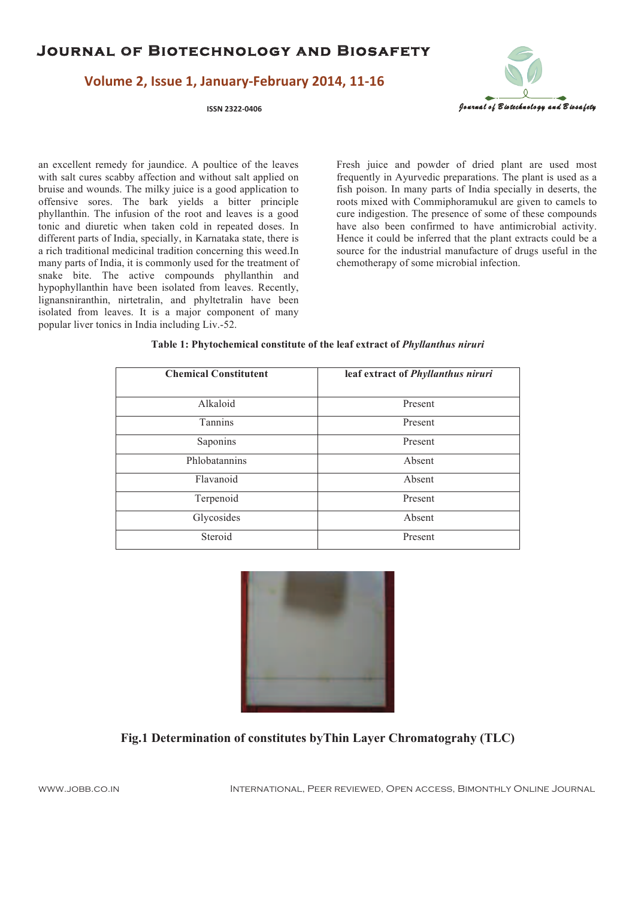an excellent remedy for jaundice. A poultice of the leaves with salt cures scabby affection and without salt applied on bruise and wounds. The milky juice is a good application to offensive sores. The bark yields a bitter principle phyllanthin. The infusion of the root and leaves is a good tonic and diuretic when taken cold in repeated doses. In different parts of India, specially, in Karnataka state, there is a rich traditional medicinal tradition concerning this weed.In many parts of India, it is commonly used for the treatment of snake bite. The active compounds phyllanthin and hypophyllanthin have been isolated from leaves. Recently, lignansniranthin, nirtetralin, and phyltetralin have been isolated from leaves. It is a major component of many popular liver tonics in India including Liv.-52.

Fresh juice and powder of dried plant are used most frequently in Ayurvedic preparations. The plant is used as a fish poison. In many parts of India specially in deserts, the roots mixed with Commiphoramukul are given to camels to cure indigestion. The presence of some of these compounds have also been confirmed to have antimicrobial activity. Hence it could be inferred that the plant extracts could be a source for the industrial manufacture of drugs useful in the chemotherapy of some microbial infection.

**Table 1: Phytochemical constitute of the leaf extract of *Phyllanthus niruri***

| Chemical Constitutent | leaf extract of *Phyllanthus niruri* |
|---|---|
| Alkaloid | Present |
| Tannins | Present |
| Saponins | Present |
| Phlobatannins | Absent |
| Flavanoid | Absent |
| Terpenoid | Present |
| Glycosides | Absent |
| Steroid | Present |

**Fig.1 Determination of constitutes byThin Layer Chromatograhy (TLC)**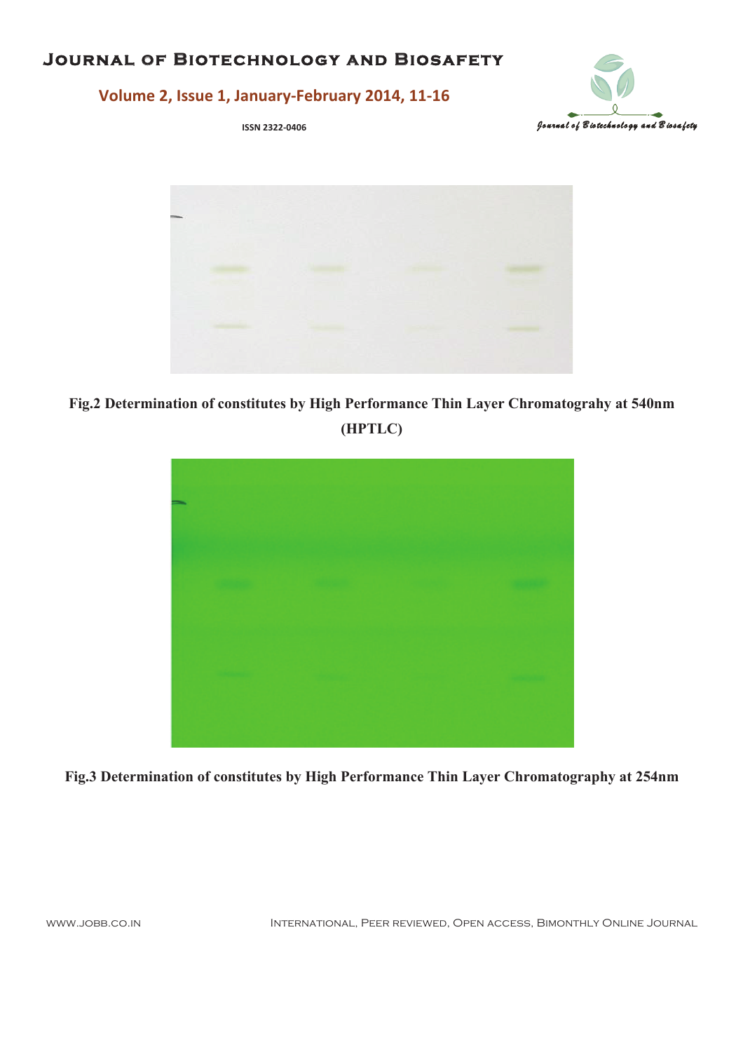**Fig.2 Determination of constitutes by High Performance Thin Layer Chromatograhy at 540nm (HPTLC)**

**Fig.3 Determination of constitutes by High Performance Thin Layer Chromatography at 254nm**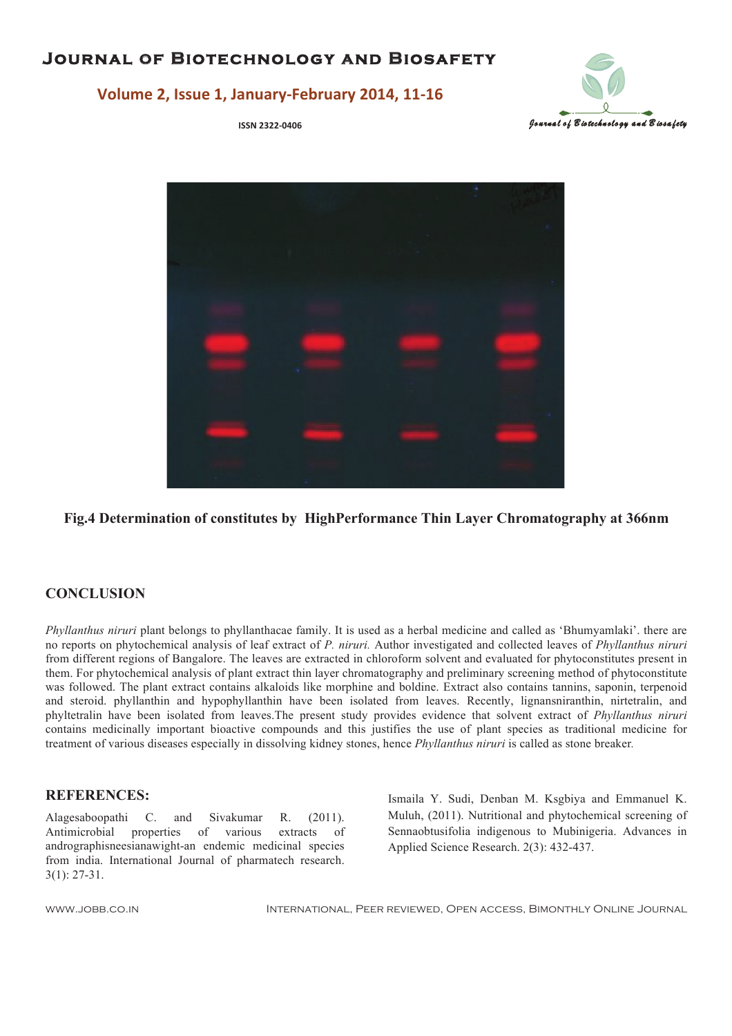**Fig.4 Determination of constitutes by HighPerformance Thin Layer Chromatography at 366nm**

## CONCLUSION

*Phyllanthus niruri* plant belongs to phyllanthacae family. It is used as a herbal medicine and called as 'Bhumyamlaki'. there are no reports on phytochemical analysis of leaf extract of *P. niruri.* Author investigated and collected leaves of *Phyllanthus niruri* from different regions of Bangalore. The leaves are extracted in chloroform solvent and evaluated for phytoconstitutes present in them. For phytochemical analysis of plant extract thin layer chromatography and preliminary screening method of phytoconstitute was followed. The plant extract contains alkaloids like morphine and boldine. Extract also contains tannins, saponin, terpenoid and steroid. phyllanthin and hypophyllanthin have been isolated from leaves. Recently, lignansniranthin, nirtetralin, and phyltetralin have been isolated from leaves.The present study provides evidence that solvent extract of *Phyllanthus niruri* contains medicinally important bioactive compounds and this justifies the use of plant species as traditional medicine for treatment of various diseases especially in dissolving kidney stones, hence *Phyllanthus niruri* is called as stone breaker.

## REFERENCES:

Alagesaboopathi C. and Sivakumar R. (2011). Antimicrobial properties of various extracts of andrographisneesianawight-an endemic medicinal species from india. International Journal of pharmatech research. 3(1): 27-31.

Ismaila Y. Sudi, Denban M. Ksgbiya and Emmanuel K. Muluh, (2011). Nutritional and phytochemical screening of Sennaobtusifolia indigenous to Mubinigeria. Advances in Applied Science Research. 2(3): 432-437.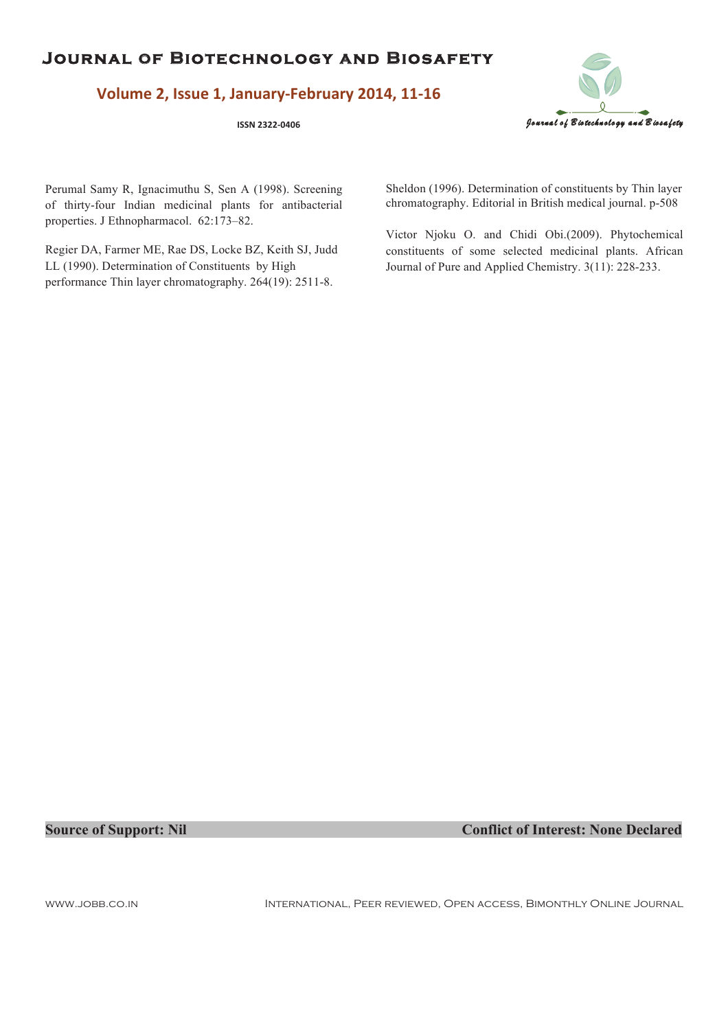Perumal Samy R, Ignacimuthu S, Sen A (1998). Screening of thirty-four Indian medicinal plants for antibacterial properties. J Ethnopharmacol. 62:173–82.

Regier DA, Farmer ME, Rae DS, Locke BZ, Keith SJ, Judd LL (1990). Determination of Constituents by High performance Thin layer chromatography. 264(19): 2511-8.

Sheldon (1996). Determination of constituents by Thin layer chromatography. Editorial in British medical journal. p-508

Victor Njoku O. and Chidi Obi.(2009). Phytochemical constituents of some selected medicinal plants. African Journal of Pure and Applied Chemistry. 3(11): 228-233.

**Source of Support: Nil** **Conflict of Interest: None Declared**